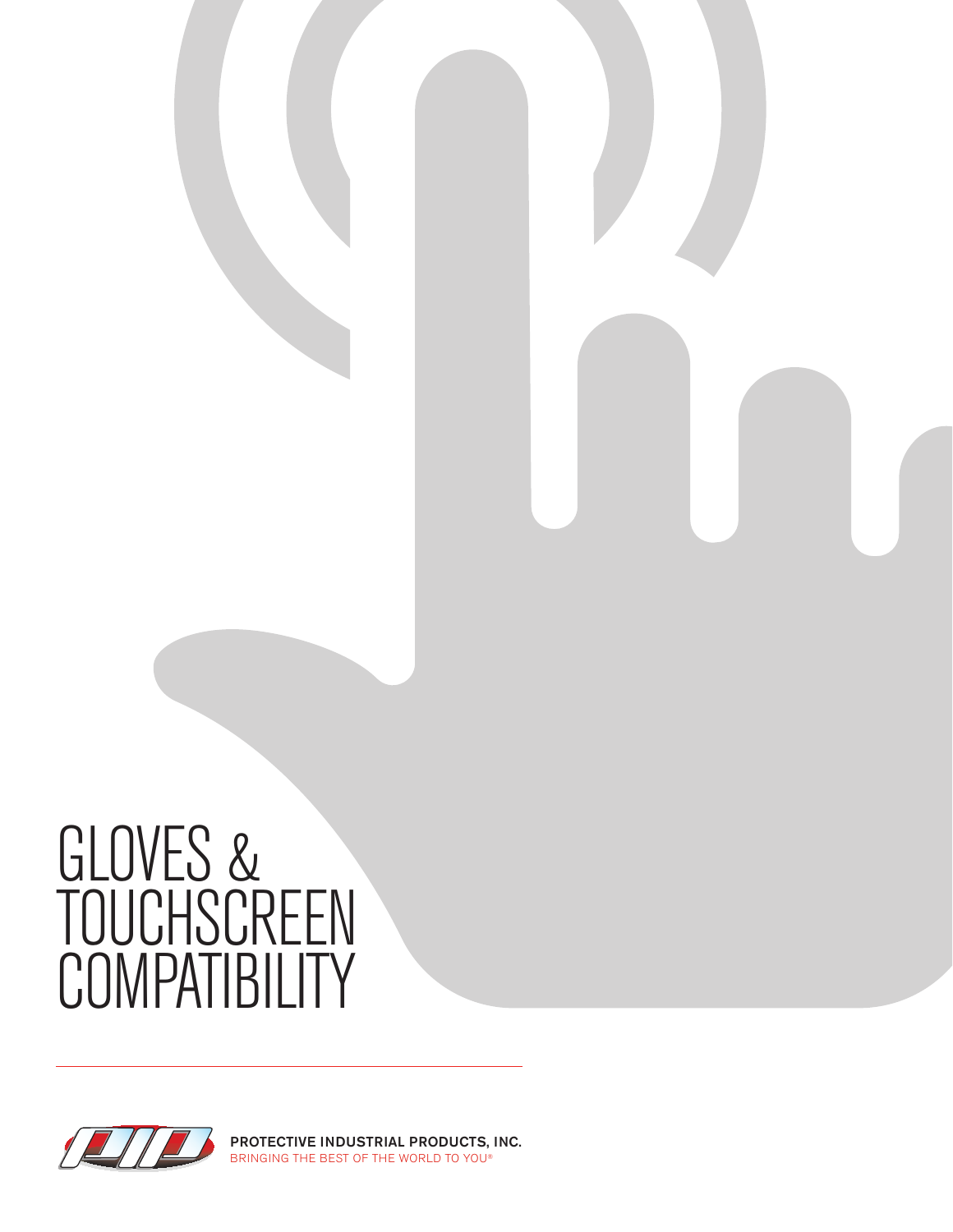# GLOVES & TOUCHSCREEN COMPATIBILITY

PROTECTIVE INDUSTRIAL PRODUCTS, INC.

BRINGING THE BEST OF THE WORLD TO YOU®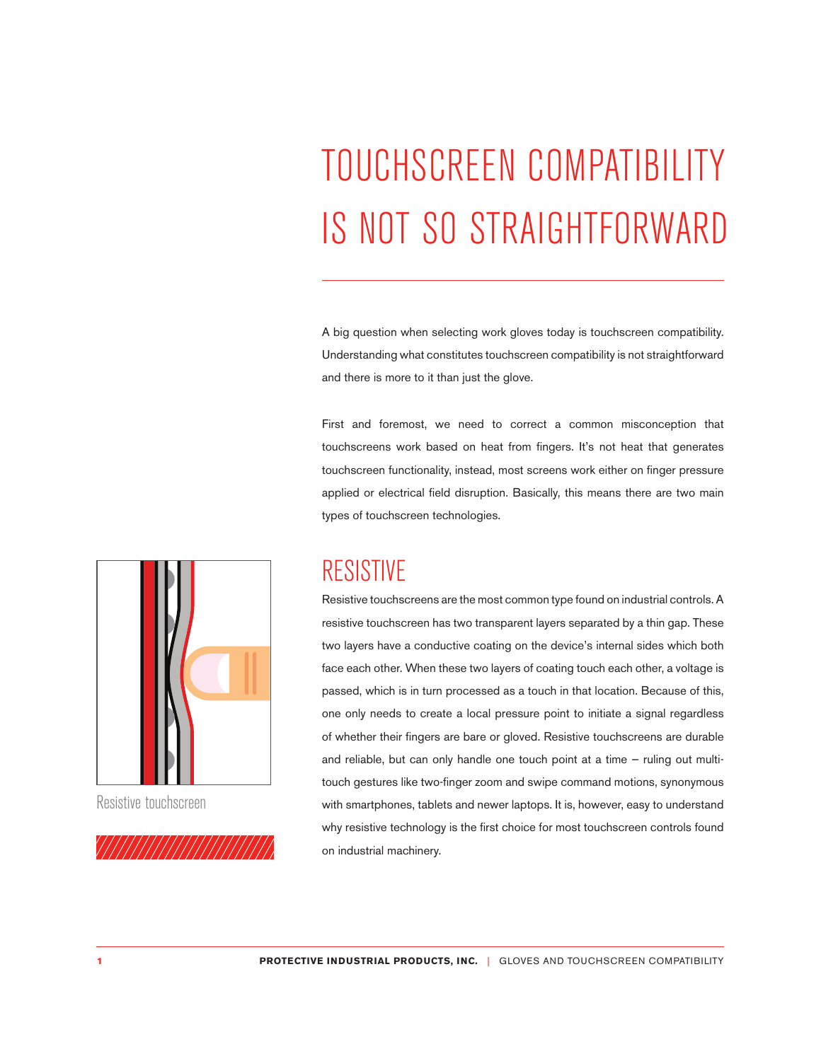# TOUCHSCREEN COMPATIBILITY IS NOT SO STRAIGHTFORWARD

A big question when selecting work gloves today is touchscreen compatibility. Understanding what constitutes touchscreen compatibility is not straightforward and there is more to it than just the glove.

First and foremost, we need to correct a common misconception that touchscreens work based on heat from fingers. It's not heat that generates touchscreen functionality, instead, most screens work either on finger pressure applied or electrical field disruption. Basically, this means there are two main types of touchscreen technologies.

Resistive touchscreen

## RESISTIVE

Resistive touchscreens are the most common type found on industrial controls. A resistive touchscreen has two transparent layers separated by a thin gap. These two layers have a conductive coating on the device's internal sides which both face each other. When these two layers of coating touch each other, a voltage is passed, which is in turn processed as a touch in that location. Because of this, one only needs to create a local pressure point to initiate a signal regardless of whether their fingers are bare or gloved. Resistive touchscreens are durable and reliable, but can only handle one touch point at a time – ruling out multi-touch gestures like two-finger zoom and swipe command motions, synonymous with smartphones, tablets and newer laptops. It is, however, easy to understand why resistive technology is the first choice for most touchscreen controls found on industrial machinery.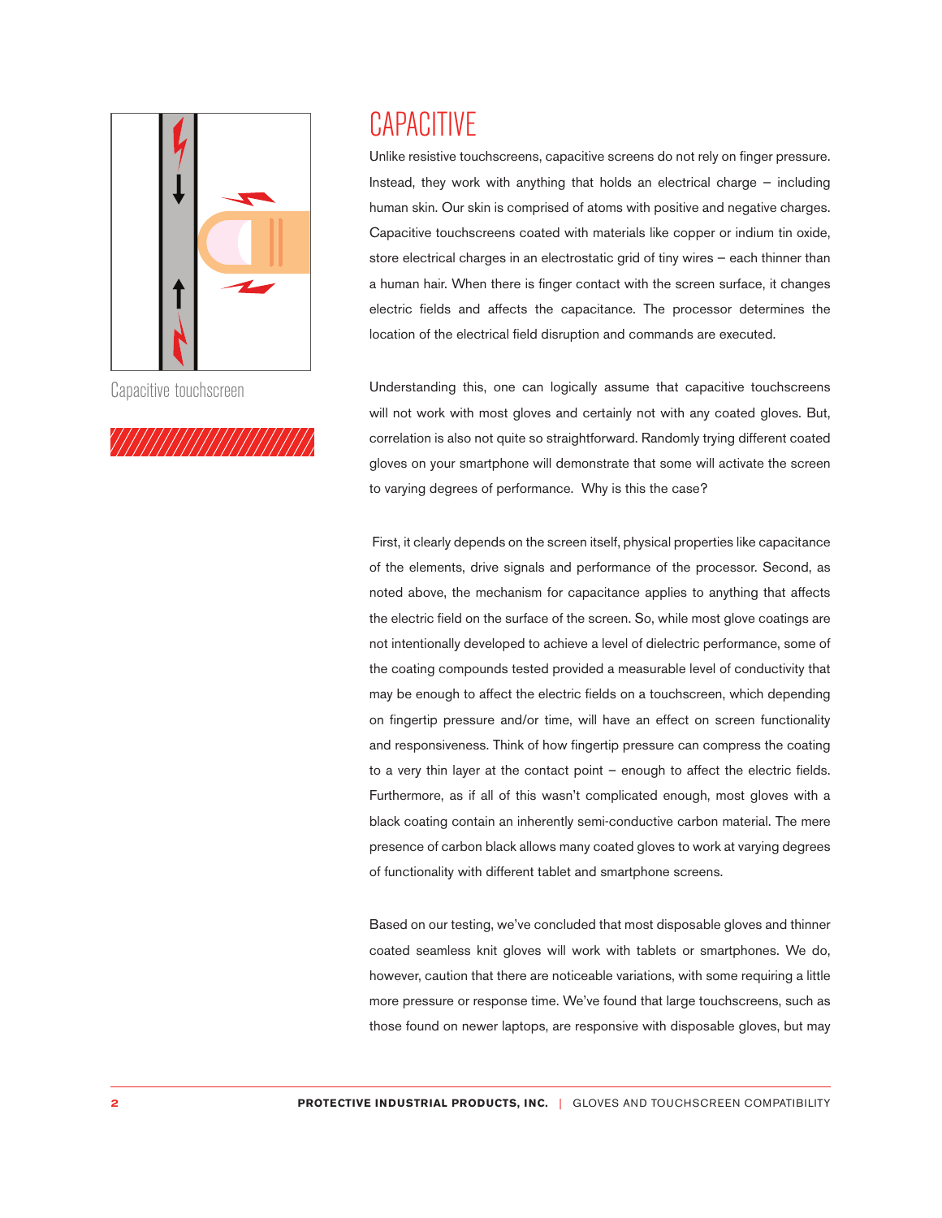# CAPACITIVE

Capacitive touchscreen

Unlike resistive touchscreens, capacitive screens do not rely on finger pressure. Instead, they work with anything that holds an electrical charge – including human skin. Our skin is comprised of atoms with positive and negative charges. Capacitive touchscreens coated with materials like copper or indium tin oxide, store electrical charges in an electrostatic grid of tiny wires – each thinner than a human hair. When there is finger contact with the screen surface, it changes electric fields and affects the capacitance. The processor determines the location of the electrical field disruption and commands are executed.

Understanding this, one can logically assume that capacitive touchscreens will not work with most gloves and certainly not with any coated gloves. But, correlation is also not quite so straightforward. Randomly trying different coated gloves on your smartphone will demonstrate that some will activate the screen to varying degrees of performance. Why is this the case?

First, it clearly depends on the screen itself, physical properties like capacitance of the elements, drive signals and performance of the processor. Second, as noted above, the mechanism for capacitance applies to anything that affects the electric field on the surface of the screen. So, while most glove coatings are not intentionally developed to achieve a level of dielectric performance, some of the coating compounds tested provided a measurable level of conductivity that may be enough to affect the electric fields on a touchscreen, which depending on fingertip pressure and/or time, will have an effect on screen functionality and responsiveness. Think of how fingertip pressure can compress the coating to a very thin layer at the contact point – enough to affect the electric fields. Furthermore, as if all of this wasn't complicated enough, most gloves with a black coating contain an inherently semi-conductive carbon material. The mere presence of carbon black allows many coated gloves to work at varying degrees of functionality with different tablet and smartphone screens.

Based on our testing, we've concluded that most disposable gloves and thinner coated seamless knit gloves will work with tablets or smartphones. We do, however, caution that there are noticeable variations, with some requiring a little more pressure or response time. We've found that large touchscreens, such as those found on newer laptops, are responsive with disposable gloves, but may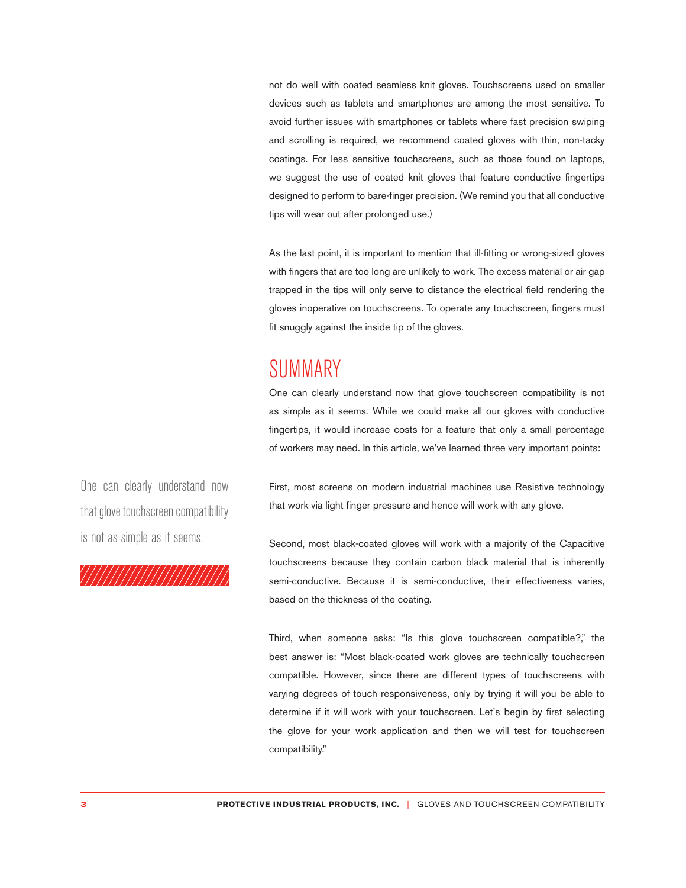not do well with coated seamless knit gloves. Touchscreens used on smaller devices such as tablets and smartphones are among the most sensitive. To avoid further issues with smartphones or tablets where fast precision swiping and scrolling is required, we recommend coated gloves with thin, non-tacky coatings. For less sensitive touchscreens, such as those found on laptops, we suggest the use of coated knit gloves that feature conductive fingertips designed to perform to bare-finger precision. (We remind you that all conductive tips will wear out after prolonged use.)

As the last point, it is important to mention that ill-fitting or wrong-sized gloves with fingers that are too long are unlikely to work. The excess material or air gap trapped in the tips will only serve to distance the electrical field rendering the gloves inoperative on touchscreens. To operate any touchscreen, fingers must fit snuggly against the inside tip of the gloves.

## SUMMARY

One can clearly understand now that glove touchscreen compatibility is not as simple as it seems. While we could make all our gloves with conductive fingertips, it would increase costs for a feature that only a small percentage of workers may need. In this article, we've learned three very important points:

> One can clearly understand now that glove touchscreen compatibility is not as simple as it seems.

First, most screens on modern industrial machines use Resistive technology that work via light finger pressure and hence will work with any glove.

Second, most black-coated gloves will work with a majority of the Capacitive touchscreens because they contain carbon black material that is inherently semi-conductive. Because it is semi-conductive, their effectiveness varies, based on the thickness of the coating.

Third, when someone asks: "Is this glove touchscreen compatible?," the best answer is: "Most black-coated work gloves are technically touchscreen compatible. However, since there are different types of touchscreens with varying degrees of touch responsiveness, only by trying it will you be able to determine if it will work with your touchscreen. Let's begin by first selecting the glove for your work application and then we will test for touchscreen compatibility."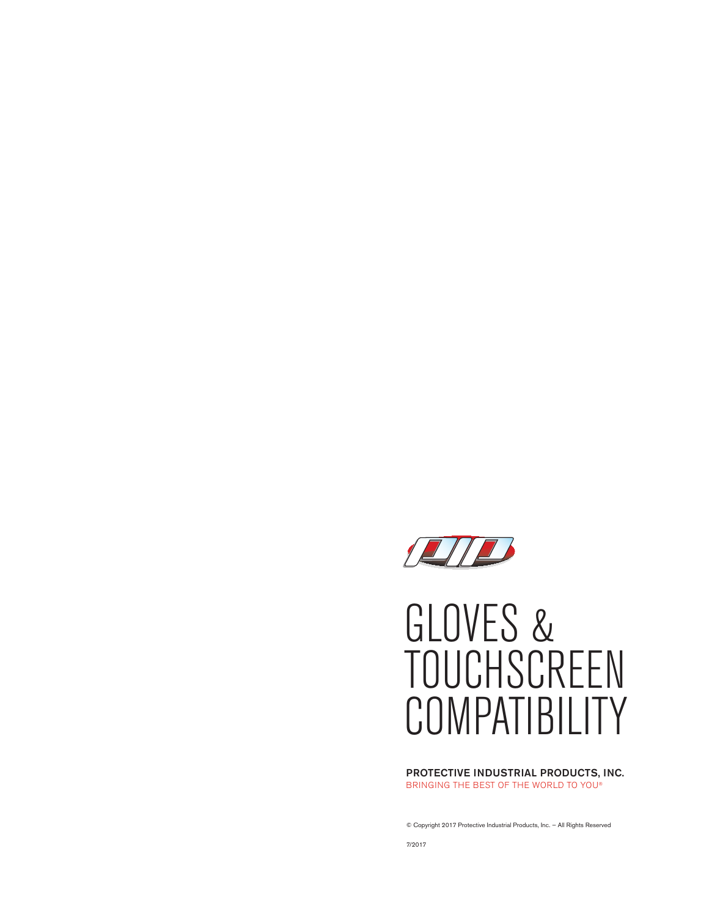# GLOVES & TOUCHSCREEN COMPATIBILITY

**PROTECTIVE INDUSTRIAL PRODUCTS, INC.**
BRINGING THE BEST OF THE WORLD TO YOU®

© Copyright 2017 Protective Industrial Products, Inc. – All Rights Reserved

7/2017